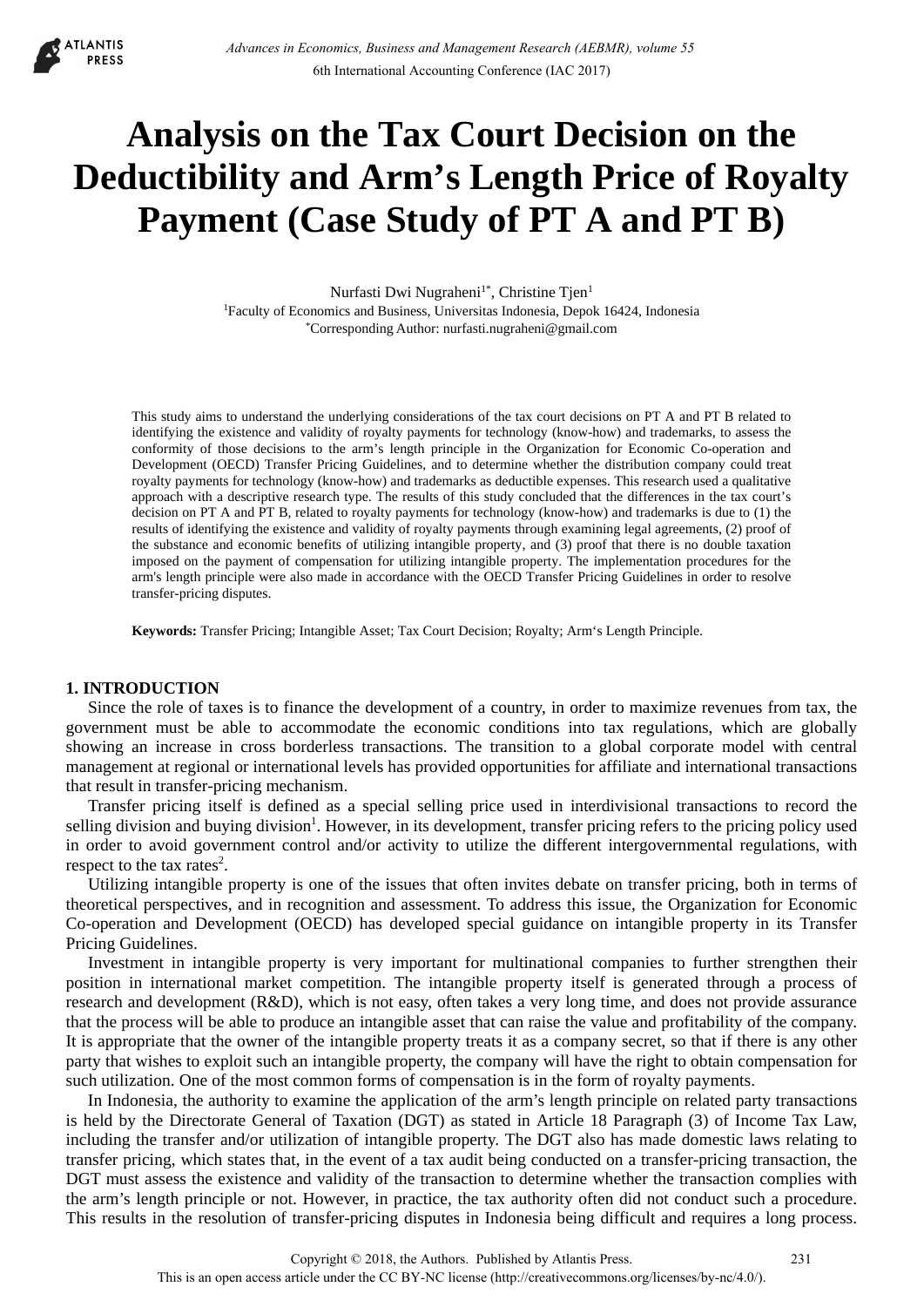# Analysis on the Tax Court Decision on the Deductibility and Arm's Length Price of Royalty Payment (Case Study of PT A and PT B)

Nurfasti Dwi Nugraheni[1*], Christine Tjen[1]

[1]Faculty of Economics and Business, Universitas Indonesia, Depok 16424, Indonesia

[*]Corresponding Author: nurfasti.nugraheni@gmail.com

This study aims to understand the underlying considerations of the tax court decisions on PT A and PT B related to identifying the existence and validity of royalty payments for technology (know-how) and trademarks, to assess the conformity of those decisions to the arm's length principle in the Organization for Economic Co-operation and Development (OECD) Transfer Pricing Guidelines, and to determine whether the distribution company could treat royalty payments for technology (know-how) and trademarks as deductible expenses. This research used a qualitative approach with a descriptive research type. The results of this study concluded that the differences in the tax court's decision on PT A and PT B, related to royalty payments for technology (know-how) and trademarks is due to (1) the results of identifying the existence and validity of royalty payments through examining legal agreements, (2) proof of the substance and economic benefits of utilizing intangible property, and (3) proof that there is no double taxation imposed on the payment of compensation for utilizing intangible property. The implementation procedures for the arm's length principle were also made in accordance with the OECD Transfer Pricing Guidelines in order to resolve transfer-pricing disputes.

**Keywords:** Transfer Pricing; Intangible Asset; Tax Court Decision; Royalty; Arm's Length Principle.

## 1. INTRODUCTION

Since the role of taxes is to finance the development of a country, in order to maximize revenues from tax, the government must be able to accommodate the economic conditions into tax regulations, which are globally showing an increase in cross borderless transactions. The transition to a global corporate model with central management at regional or international levels has provided opportunities for affiliate and international transactions that result in transfer-pricing mechanism.

Transfer pricing itself is defined as a special selling price used in interdivisional transactions to record the selling division and buying division[1]. However, in its development, transfer pricing refers to the pricing policy used in order to avoid government control and/or activity to utilize the different intergovernmental regulations, with respect to the tax rates[2].

Utilizing intangible property is one of the issues that often invites debate on transfer pricing, both in terms of theoretical perspectives, and in recognition and assessment. To address this issue, the Organization for Economic Co-operation and Development (OECD) has developed special guidance on intangible property in its Transfer Pricing Guidelines.

Investment in intangible property is very important for multinational companies to further strengthen their position in international market competition. The intangible property itself is generated through a process of research and development (R&D), which is not easy, often takes a very long time, and does not provide assurance that the process will be able to produce an intangible asset that can raise the value and profitability of the company. It is appropriate that the owner of the intangible property treats it as a company secret, so that if there is any other party that wishes to exploit such an intangible property, the company will have the right to obtain compensation for such utilization. One of the most common forms of compensation is in the form of royalty payments.

In Indonesia, the authority to examine the application of the arm's length principle on related party transactions is held by the Directorate General of Taxation (DGT) as stated in Article 18 Paragraph (3) of Income Tax Law, including the transfer and/or utilization of intangible property. The DGT also has made domestic laws relating to transfer pricing, which states that, in the event of a tax audit being conducted on a transfer-pricing transaction, the DGT must assess the existence and validity of the transaction to determine whether the transaction complies with the arm's length principle or not. However, in practice, the tax authority often did not conduct such a procedure. This results in the resolution of transfer-pricing disputes in Indonesia being difficult and requires a long process.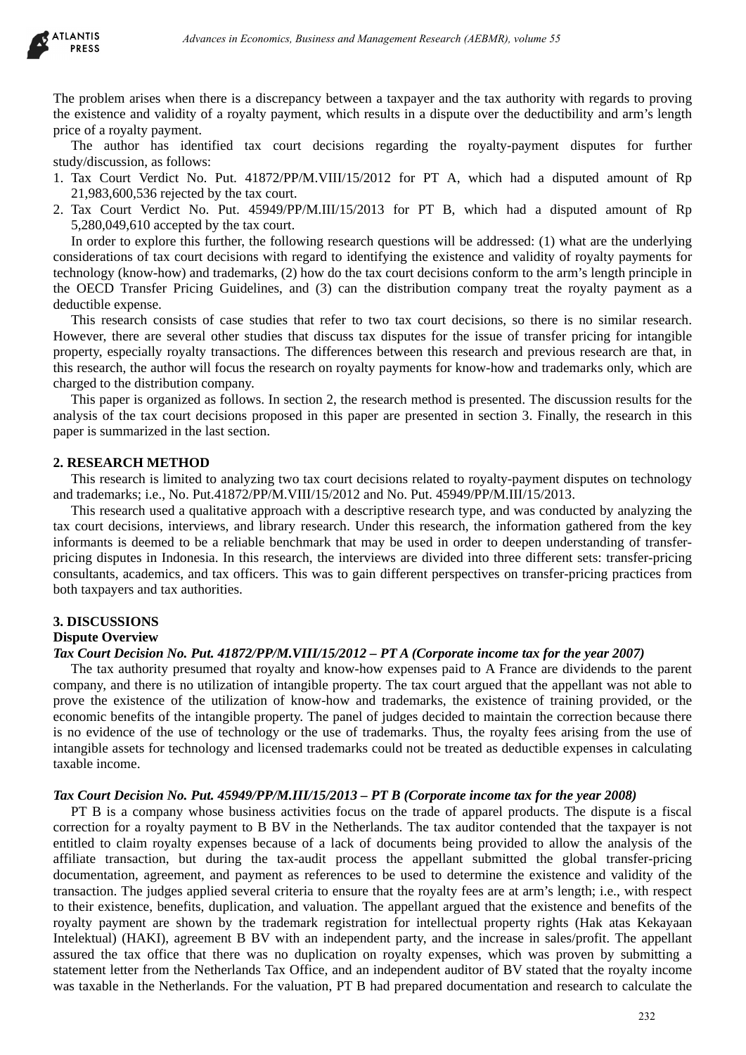The problem arises when there is a discrepancy between a taxpayer and the tax authority with regards to proving the existence and validity of a royalty payment, which results in a dispute over the deductibility and arm's length price of a royalty payment.

The author has identified tax court decisions regarding the royalty-payment disputes for further study/discussion, as follows:

1. Tax Court Verdict No. Put. 41872/PP/M.VIII/15/2012 for PT A, which had a disputed amount of Rp 21,983,600,536 rejected by the tax court.
2. Tax Court Verdict No. Put. 45949/PP/M.III/15/2013 for PT B, which had a disputed amount of Rp 5,280,049,610 accepted by the tax court.

In order to explore this further, the following research questions will be addressed: (1) what are the underlying considerations of tax court decisions with regard to identifying the existence and validity of royalty payments for technology (know-how) and trademarks, (2) how do the tax court decisions conform to the arm's length principle in the OECD Transfer Pricing Guidelines, and (3) can the distribution company treat the royalty payment as a deductible expense.

This research consists of case studies that refer to two tax court decisions, so there is no similar research. However, there are several other studies that discuss tax disputes for the issue of transfer pricing for intangible property, especially royalty transactions. The differences between this research and previous research are that, in this research, the author will focus the research on royalty payments for know-how and trademarks only, which are charged to the distribution company.

This paper is organized as follows. In section 2, the research method is presented. The discussion results for the analysis of the tax court decisions proposed in this paper are presented in section 3. Finally, the research in this paper is summarized in the last section.

## 2. RESEARCH METHOD

This research is limited to analyzing two tax court decisions related to royalty-payment disputes on technology and trademarks; i.e., No. Put.41872/PP/M.VIII/15/2012 and No. Put. 45949/PP/M.III/15/2013.

This research used a qualitative approach with a descriptive research type, and was conducted by analyzing the tax court decisions, interviews, and library research. Under this research, the information gathered from the key informants is deemed to be a reliable benchmark that may be used in order to deepen understanding of transfer-pricing disputes in Indonesia. In this research, the interviews are divided into three different sets: transfer-pricing consultants, academics, and tax officers. This was to gain different perspectives on transfer-pricing practices from both taxpayers and tax authorities.

## 3. DISCUSSIONS

### Dispute Overview

***Tax Court Decision No. Put. 41872/PP/M.VIII/15/2012 – PT A (Corporate income tax for the year 2007)***

The tax authority presumed that royalty and know-how expenses paid to A France are dividends to the parent company, and there is no utilization of intangible property. The tax court argued that the appellant was not able to prove the existence of the utilization of know-how and trademarks, the existence of training provided, or the economic benefits of the intangible property. The panel of judges decided to maintain the correction because there is no evidence of the use of technology or the use of trademarks. Thus, the royalty fees arising from the use of intangible assets for technology and licensed trademarks could not be treated as deductible expenses in calculating taxable income.

***Tax Court Decision No. Put. 45949/PP/M.III/15/2013 – PT B (Corporate income tax for the year 2008)***

PT B is a company whose business activities focus on the trade of apparel products. The dispute is a fiscal correction for a royalty payment to B BV in the Netherlands. The tax auditor contended that the taxpayer is not entitled to claim royalty expenses because of a lack of documents being provided to allow the analysis of the affiliate transaction, but during the tax-audit process the appellant submitted the global transfer-pricing documentation, agreement, and payment as references to be used to determine the existence and validity of the transaction. The judges applied several criteria to ensure that the royalty fees are at arm's length; i.e., with respect to their existence, benefits, duplication, and valuation. The appellant argued that the existence and benefits of the royalty payment are shown by the trademark registration for intellectual property rights (Hak atas Kekayaan Intelektual) (HAKI), agreement B BV with an independent party, and the increase in sales/profit. The appellant assured the tax office that there was no duplication on royalty expenses, which was proven by submitting a statement letter from the Netherlands Tax Office, and an independent auditor of BV stated that the royalty income was taxable in the Netherlands. For the valuation, PT B had prepared documentation and research to calculate the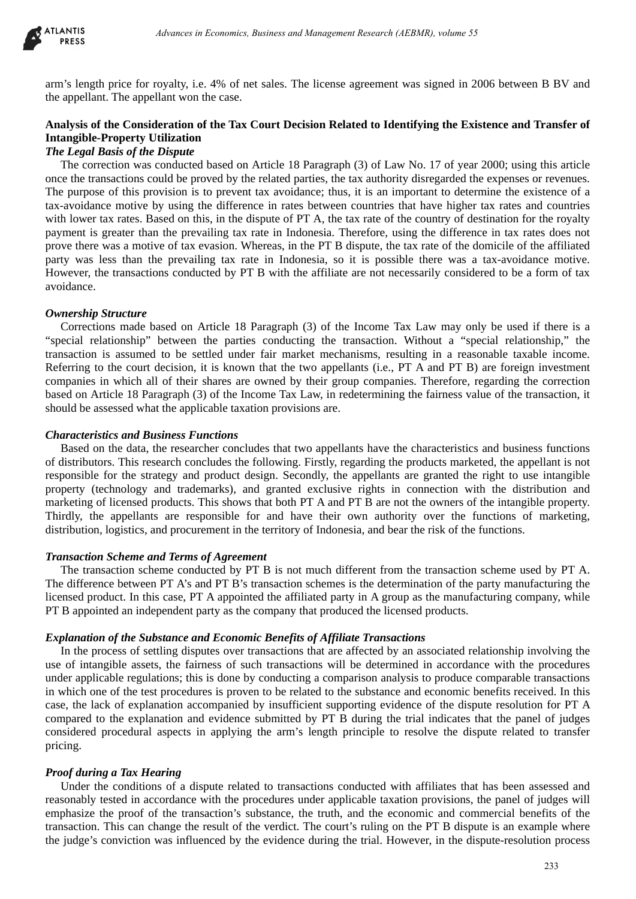arm's length price for royalty, i.e. 4% of net sales. The license agreement was signed in 2006 between B BV and the appellant. The appellant won the case.

**Analysis of the Consideration of the Tax Court Decision Related to Identifying the Existence and Transfer of Intangible-Property Utilization**

***The Legal Basis of the Dispute***

The correction was conducted based on Article 18 Paragraph (3) of Law No. 17 of year 2000; using this article once the transactions could be proved by the related parties, the tax authority disregarded the expenses or revenues. The purpose of this provision is to prevent tax avoidance; thus, it is an important to determine the existence of a tax-avoidance motive by using the difference in rates between countries that have higher tax rates and countries with lower tax rates. Based on this, in the dispute of PT A, the tax rate of the country of destination for the royalty payment is greater than the prevailing tax rate in Indonesia. Therefore, using the difference in tax rates does not prove there was a motive of tax evasion. Whereas, in the PT B dispute, the tax rate of the domicile of the affiliated party was less than the prevailing tax rate in Indonesia, so it is possible there was a tax-avoidance motive. However, the transactions conducted by PT B with the affiliate are not necessarily considered to be a form of tax avoidance.

***Ownership Structure***

Corrections made based on Article 18 Paragraph (3) of the Income Tax Law may only be used if there is a "special relationship" between the parties conducting the transaction. Without a "special relationship," the transaction is assumed to be settled under fair market mechanisms, resulting in a reasonable taxable income. Referring to the court decision, it is known that the two appellants (i.e., PT A and PT B) are foreign investment companies in which all of their shares are owned by their group companies. Therefore, regarding the correction based on Article 18 Paragraph (3) of the Income Tax Law, in redetermining the fairness value of the transaction, it should be assessed what the applicable taxation provisions are.

***Characteristics and Business Functions***

Based on the data, the researcher concludes that two appellants have the characteristics and business functions of distributors. This research concludes the following. Firstly, regarding the products marketed, the appellant is not responsible for the strategy and product design. Secondly, the appellants are granted the right to use intangible property (technology and trademarks), and granted exclusive rights in connection with the distribution and marketing of licensed products. This shows that both PT A and PT B are not the owners of the intangible property. Thirdly, the appellants are responsible for and have their own authority over the functions of marketing, distribution, logistics, and procurement in the territory of Indonesia, and bear the risk of the functions.

***Transaction Scheme and Terms of Agreement***

The transaction scheme conducted by PT B is not much different from the transaction scheme used by PT A. The difference between PT A's and PT B's transaction schemes is the determination of the party manufacturing the licensed product. In this case, PT A appointed the affiliated party in A group as the manufacturing company, while PT B appointed an independent party as the company that produced the licensed products.

***Explanation of the Substance and Economic Benefits of Affiliate Transactions***

In the process of settling disputes over transactions that are affected by an associated relationship involving the use of intangible assets, the fairness of such transactions will be determined in accordance with the procedures under applicable regulations; this is done by conducting a comparison analysis to produce comparable transactions in which one of the test procedures is proven to be related to the substance and economic benefits received. In this case, the lack of explanation accompanied by insufficient supporting evidence of the dispute resolution for PT A compared to the explanation and evidence submitted by PT B during the trial indicates that the panel of judges considered procedural aspects in applying the arm's length principle to resolve the dispute related to transfer pricing.

***Proof during a Tax Hearing***

Under the conditions of a dispute related to transactions conducted with affiliates that has been assessed and reasonably tested in accordance with the procedures under applicable taxation provisions, the panel of judges will emphasize the proof of the transaction's substance, the truth, and the economic and commercial benefits of the transaction. This can change the result of the verdict. The court's ruling on the PT B dispute is an example where the judge's conviction was influenced by the evidence during the trial. However, in the dispute-resolution process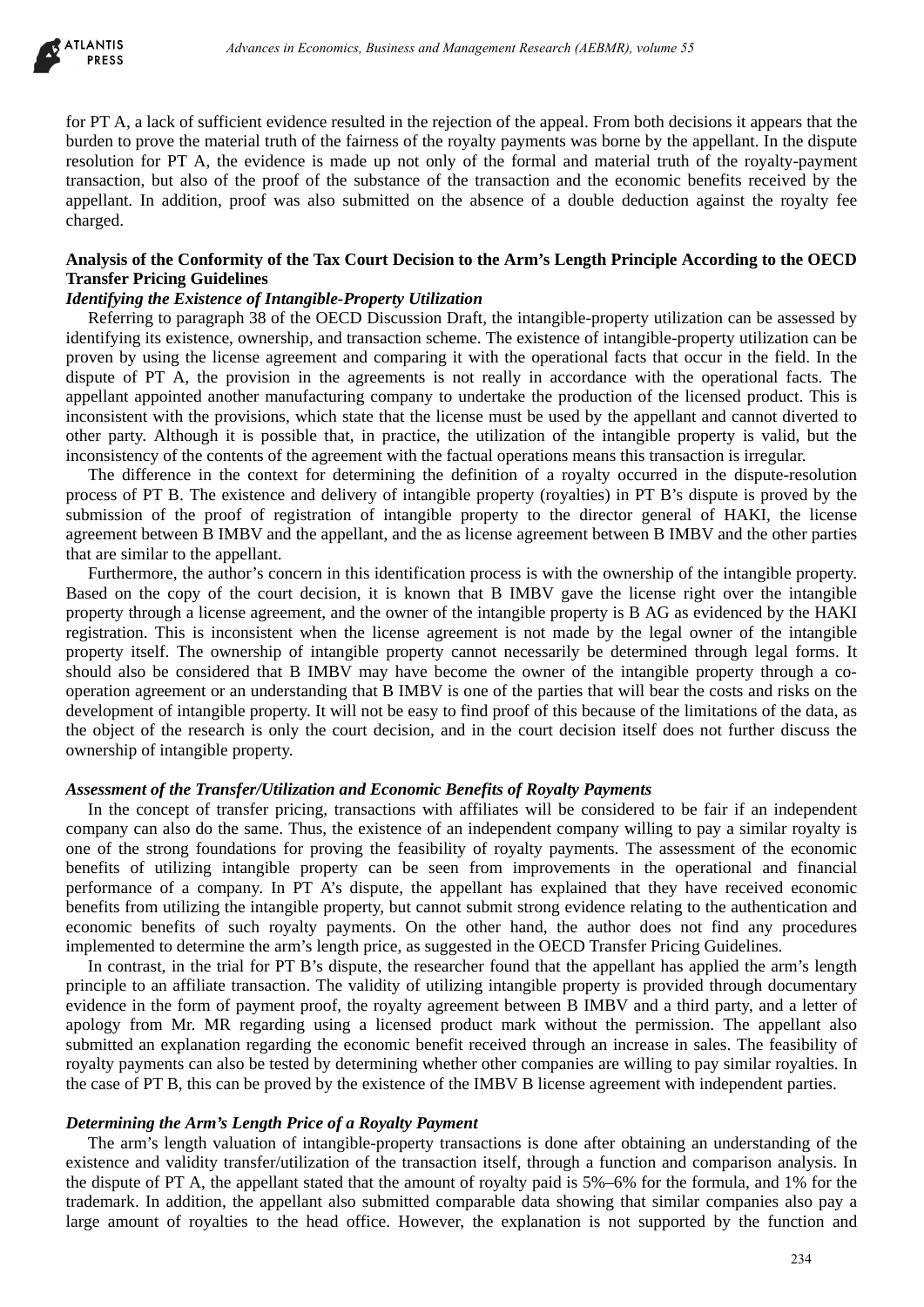for PT A, a lack of sufficient evidence resulted in the rejection of the appeal. From both decisions it appears that the burden to prove the material truth of the fairness of the royalty payments was borne by the appellant. In the dispute resolution for PT A, the evidence is made up not only of the formal and material truth of the royalty-payment transaction, but also of the proof of the substance of the transaction and the economic benefits received by the appellant. In addition, proof was also submitted on the absence of a double deduction against the royalty fee charged.

**Analysis of the Conformity of the Tax Court Decision to the Arm's Length Principle According to the OECD Transfer Pricing Guidelines**

***Identifying the Existence of Intangible-Property Utilization***

Referring to paragraph 38 of the OECD Discussion Draft, the intangible-property utilization can be assessed by identifying its existence, ownership, and transaction scheme. The existence of intangible-property utilization can be proven by using the license agreement and comparing it with the operational facts that occur in the field. In the dispute of PT A, the provision in the agreements is not really in accordance with the operational facts. The appellant appointed another manufacturing company to undertake the production of the licensed product. This is inconsistent with the provisions, which state that the license must be used by the appellant and cannot diverted to other party. Although it is possible that, in practice, the utilization of the intangible property is valid, but the inconsistency of the contents of the agreement with the factual operations means this transaction is irregular.

The difference in the context for determining the definition of a royalty occurred in the dispute-resolution process of PT B. The existence and delivery of intangible property (royalties) in PT B's dispute is proved by the submission of the proof of registration of intangible property to the director general of HAKI, the license agreement between B IMBV and the appellant, and the as license agreement between B IMBV and the other parties that are similar to the appellant.

Furthermore, the author's concern in this identification process is with the ownership of the intangible property. Based on the copy of the court decision, it is known that B IMBV gave the license right over the intangible property through a license agreement, and the owner of the intangible property is B AG as evidenced by the HAKI registration. This is inconsistent when the license agreement is not made by the legal owner of the intangible property itself. The ownership of intangible property cannot necessarily be determined through legal forms. It should also be considered that B IMBV may have become the owner of the intangible property through a co-operation agreement or an understanding that B IMBV is one of the parties that will bear the costs and risks on the development of intangible property. It will not be easy to find proof of this because of the limitations of the data, as the object of the research is only the court decision, and in the court decision itself does not further discuss the ownership of intangible property.

***Assessment of the Transfer/Utilization and Economic Benefits of Royalty Payments***

In the concept of transfer pricing, transactions with affiliates will be considered to be fair if an independent company can also do the same. Thus, the existence of an independent company willing to pay a similar royalty is one of the strong foundations for proving the feasibility of royalty payments. The assessment of the economic benefits of utilizing intangible property can be seen from improvements in the operational and financial performance of a company. In PT A's dispute, the appellant has explained that they have received economic benefits from utilizing the intangible property, but cannot submit strong evidence relating to the authentication and economic benefits of such royalty payments. On the other hand, the author does not find any procedures implemented to determine the arm's length price, as suggested in the OECD Transfer Pricing Guidelines.

In contrast, in the trial for PT B's dispute, the researcher found that the appellant has applied the arm's length principle to an affiliate transaction. The validity of utilizing intangible property is provided through documentary evidence in the form of payment proof, the royalty agreement between B IMBV and a third party, and a letter of apology from Mr. MR regarding using a licensed product mark without the permission. The appellant also submitted an explanation regarding the economic benefit received through an increase in sales. The feasibility of royalty payments can also be tested by determining whether other companies are willing to pay similar royalties. In the case of PT B, this can be proved by the existence of the IMBV B license agreement with independent parties.

***Determining the Arm's Length Price of a Royalty Payment***

The arm's length valuation of intangible-property transactions is done after obtaining an understanding of the existence and validity transfer/utilization of the transaction itself, through a function and comparison analysis. In the dispute of PT A, the appellant stated that the amount of royalty paid is 5%–6% for the formula, and 1% for the trademark. In addition, the appellant also submitted comparable data showing that similar companies also pay a large amount of royalties to the head office. However, the explanation is not supported by the function and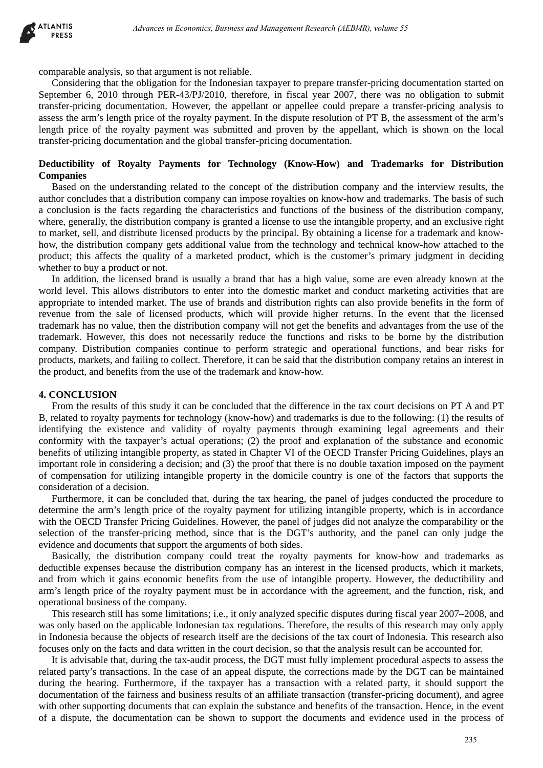comparable analysis, so that argument is not reliable.

Considering that the obligation for the Indonesian taxpayer to prepare transfer-pricing documentation started on September 6, 2010 through PER-43/PJ/2010, therefore, in fiscal year 2007, there was no obligation to submit transfer-pricing documentation. However, the appellant or appellee could prepare a transfer-pricing analysis to assess the arm's length price of the royalty payment. In the dispute resolution of PT B, the assessment of the arm's length price of the royalty payment was submitted and proven by the appellant, which is shown on the local transfer-pricing documentation and the global transfer-pricing documentation.

### Deductibility of Royalty Payments for Technology (Know-How) and Trademarks for Distribution Companies

Based on the understanding related to the concept of the distribution company and the interview results, the author concludes that a distribution company can impose royalties on know-how and trademarks. The basis of such a conclusion is the facts regarding the characteristics and functions of the business of the distribution company, where, generally, the distribution company is granted a license to use the intangible property, and an exclusive right to market, sell, and distribute licensed products by the principal. By obtaining a license for a trademark and know-how, the distribution company gets additional value from the technology and technical know-how attached to the product; this affects the quality of a marketed product, which is the customer's primary judgment in deciding whether to buy a product or not.

In addition, the licensed brand is usually a brand that has a high value, some are even already known at the world level. This allows distributors to enter into the domestic market and conduct marketing activities that are appropriate to intended market. The use of brands and distribution rights can also provide benefits in the form of revenue from the sale of licensed products, which will provide higher returns. In the event that the licensed trademark has no value, then the distribution company will not get the benefits and advantages from the use of the trademark. However, this does not necessarily reduce the functions and risks to be borne by the distribution company. Distribution companies continue to perform strategic and operational functions, and bear risks for products, markets, and failing to collect. Therefore, it can be said that the distribution company retains an interest in the product, and benefits from the use of the trademark and know-how.

## 4. CONCLUSION

From the results of this study it can be concluded that the difference in the tax court decisions on PT A and PT B, related to royalty payments for technology (know-how) and trademarks is due to the following: (1) the results of identifying the existence and validity of royalty payments through examining legal agreements and their conformity with the taxpayer's actual operations; (2) the proof and explanation of the substance and economic benefits of utilizing intangible property, as stated in Chapter VI of the OECD Transfer Pricing Guidelines, plays an important role in considering a decision; and (3) the proof that there is no double taxation imposed on the payment of compensation for utilizing intangible property in the domicile country is one of the factors that supports the consideration of a decision.

Furthermore, it can be concluded that, during the tax hearing, the panel of judges conducted the procedure to determine the arm's length price of the royalty payment for utilizing intangible property, which is in accordance with the OECD Transfer Pricing Guidelines. However, the panel of judges did not analyze the comparability or the selection of the transfer-pricing method, since that is the DGT's authority, and the panel can only judge the evidence and documents that support the arguments of both sides.

Basically, the distribution company could treat the royalty payments for know-how and trademarks as deductible expenses because the distribution company has an interest in the licensed products, which it markets, and from which it gains economic benefits from the use of intangible property. However, the deductibility and arm's length price of the royalty payment must be in accordance with the agreement, and the function, risk, and operational business of the company.

This research still has some limitations; i.e., it only analyzed specific disputes during fiscal year 2007–2008, and was only based on the applicable Indonesian tax regulations. Therefore, the results of this research may only apply in Indonesia because the objects of research itself are the decisions of the tax court of Indonesia. This research also focuses only on the facts and data written in the court decision, so that the analysis result can be accounted for.

It is advisable that, during the tax-audit process, the DGT must fully implement procedural aspects to assess the related party's transactions. In the case of an appeal dispute, the corrections made by the DGT can be maintained during the hearing. Furthermore, if the taxpayer has a transaction with a related party, it should support the documentation of the fairness and business results of an affiliate transaction (transfer-pricing document), and agree with other supporting documents that can explain the substance and benefits of the transaction. Hence, in the event of a dispute, the documentation can be shown to support the documents and evidence used in the process of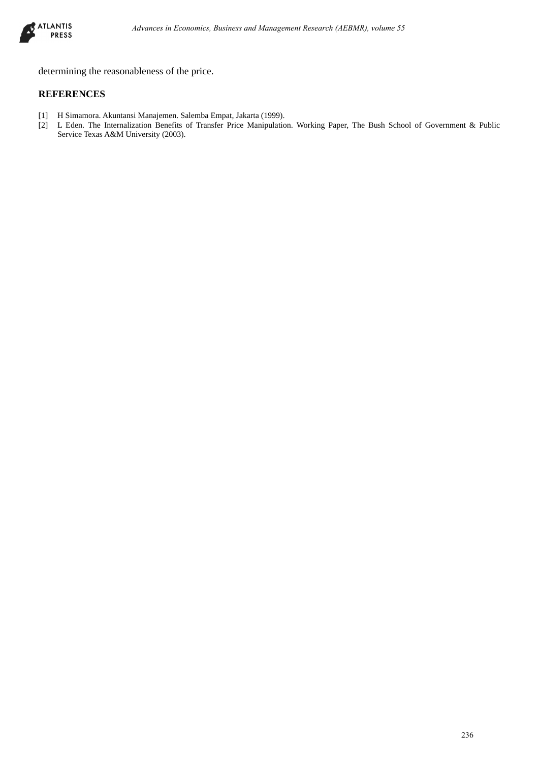determining the reasonableness of the price.

## REFERENCES

[1] H Simamora. Akuntansi Manajemen. Salemba Empat, Jakarta (1999).

[2] L Eden. The Internalization Benefits of Transfer Price Manipulation. Working Paper, The Bush School of Government & Public Service Texas A&M University (2003).